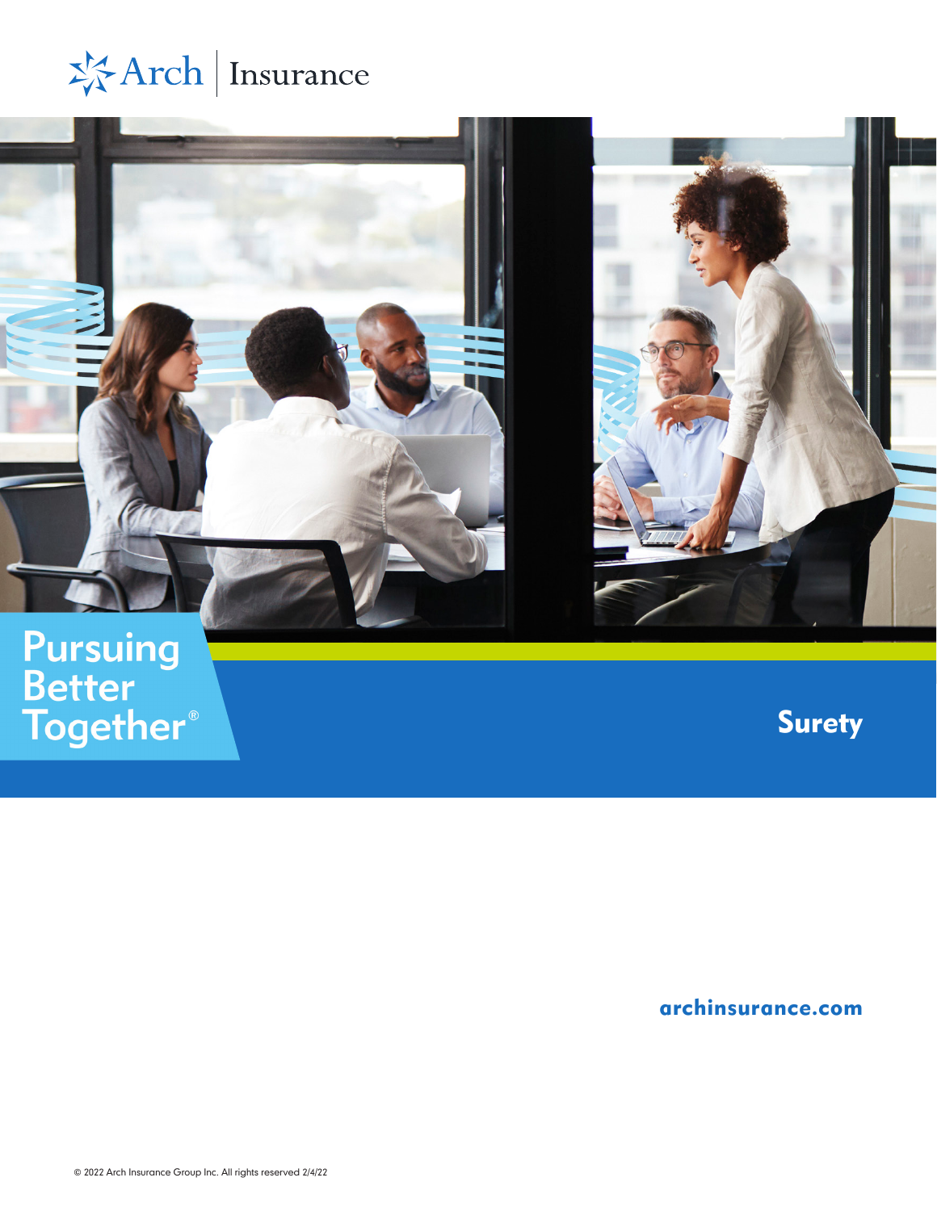Arch | Insurance

# Pursuing Better Together®

## Surety

archinsurance.com

© 2022 Arch Insurance Group Inc. All rights reserved 2/4/22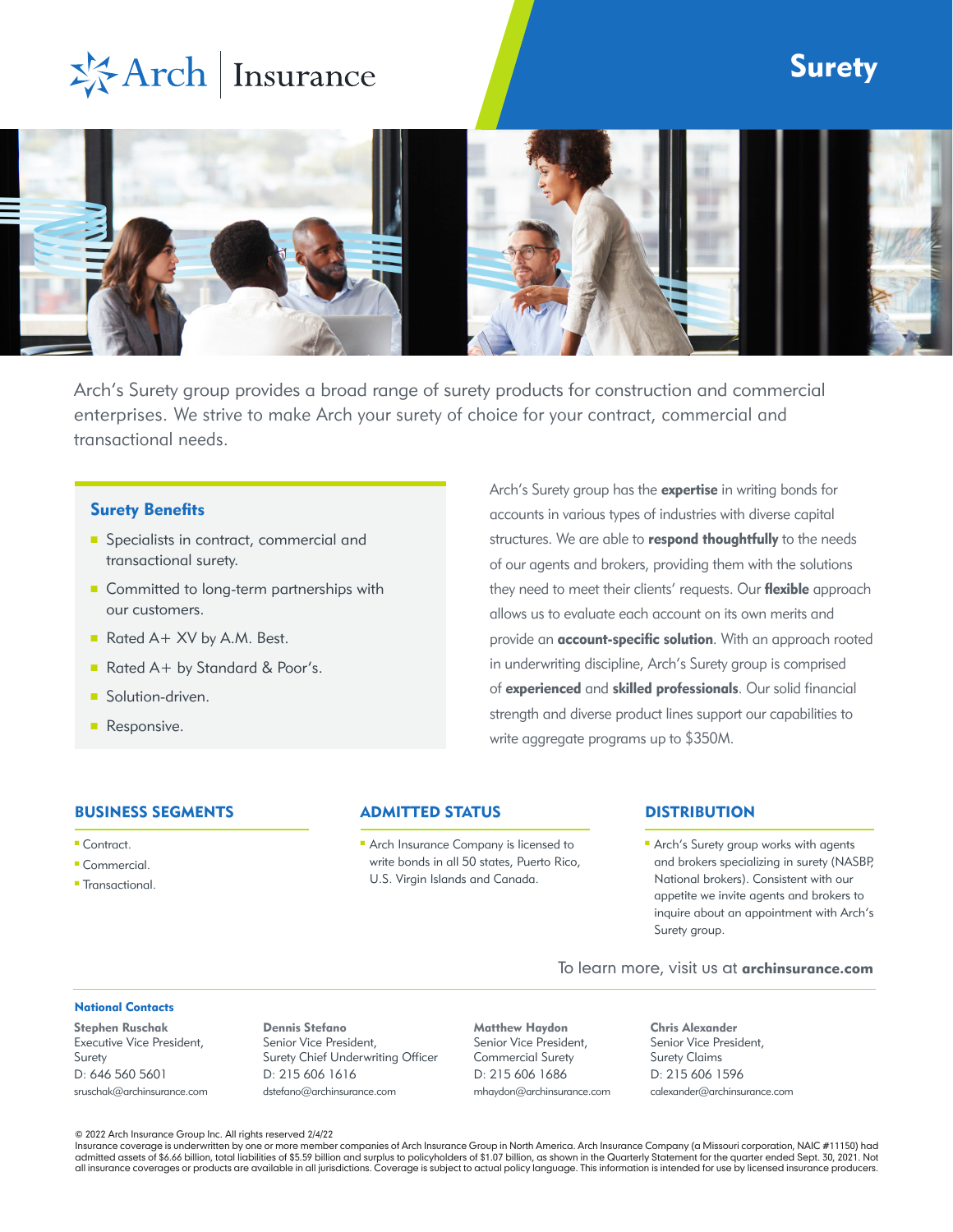Arch | Insurance

# Surety

Arch's Surety group provides a broad range of surety products for construction and commercial enterprises. We strive to make Arch your surety of choice for your contract, commercial and transactional needs.

## Surety Benefits

- Specialists in contract, commercial and transactional surety.
- Committed to long-term partnerships with our customers.
- Rated A+ XV by A.M. Best.
- Rated A+ by Standard & Poor's.
- Solution-driven.
- Responsive.

Arch's Surety group has the **expertise** in writing bonds for accounts in various types of industries with diverse capital structures. We are able to **respond thoughtfully** to the needs of our agents and brokers, providing them with the solutions they need to meet their clients' requests. Our **flexible** approach allows us to evaluate each account on its own merits and provide an **account-specific solution**. With an approach rooted in underwriting discipline, Arch's Surety group is comprised of **experienced** and **skilled professionals**. Our solid financial strength and diverse product lines support our capabilities to write aggregate programs up to $350M.

## BUSINESS SEGMENTS

- Contract.
- Commercial.
- Transactional.

## ADMITTED STATUS

- Arch Insurance Company is licensed to write bonds in all 50 states, Puerto Rico, U.S. Virgin Islands and Canada.

## DISTRIBUTION

- Arch's Surety group works with agents and brokers specializing in surety (NASBP, National brokers). Consistent with our appetite we invite agents and brokers to inquire about an appointment with Arch's Surety group.

To learn more, visit us at **archinsurance.com**

### National Contacts

**Stephen Ruschak**
Executive Vice President, Surety
D: 646 560 5601
sruschak@archinsurance.com

**Dennis Stefano**
Senior Vice President, Surety Chief Underwriting Officer
D: 215 606 1616
dstefano@archinsurance.com

**Matthew Haydon**
Senior Vice President, Commercial Surety
D: 215 606 1686
mhaydon@archinsurance.com

**Chris Alexander**
Senior Vice President, Surety Claims
D: 215 606 1596
calexander@archinsurance.com

© 2022 Arch Insurance Group Inc. All rights reserved 2/4/22
Insurance coverage is underwritten by one or more member companies of Arch Insurance Group in North America. Arch Insurance Company (a Missouri corporation, NAIC #11150) had admitted assets of $6.66 billion, total liabilities of $5.59 billion and surplus to policyholders of $1.07 billion, as shown in the Quarterly Statement for the quarter ended Sept. 30, 2021. Not all insurance coverages or products are available in all jurisdictions. Coverage is subject to actual policy language. This information is intended for use by licensed insurance producers.